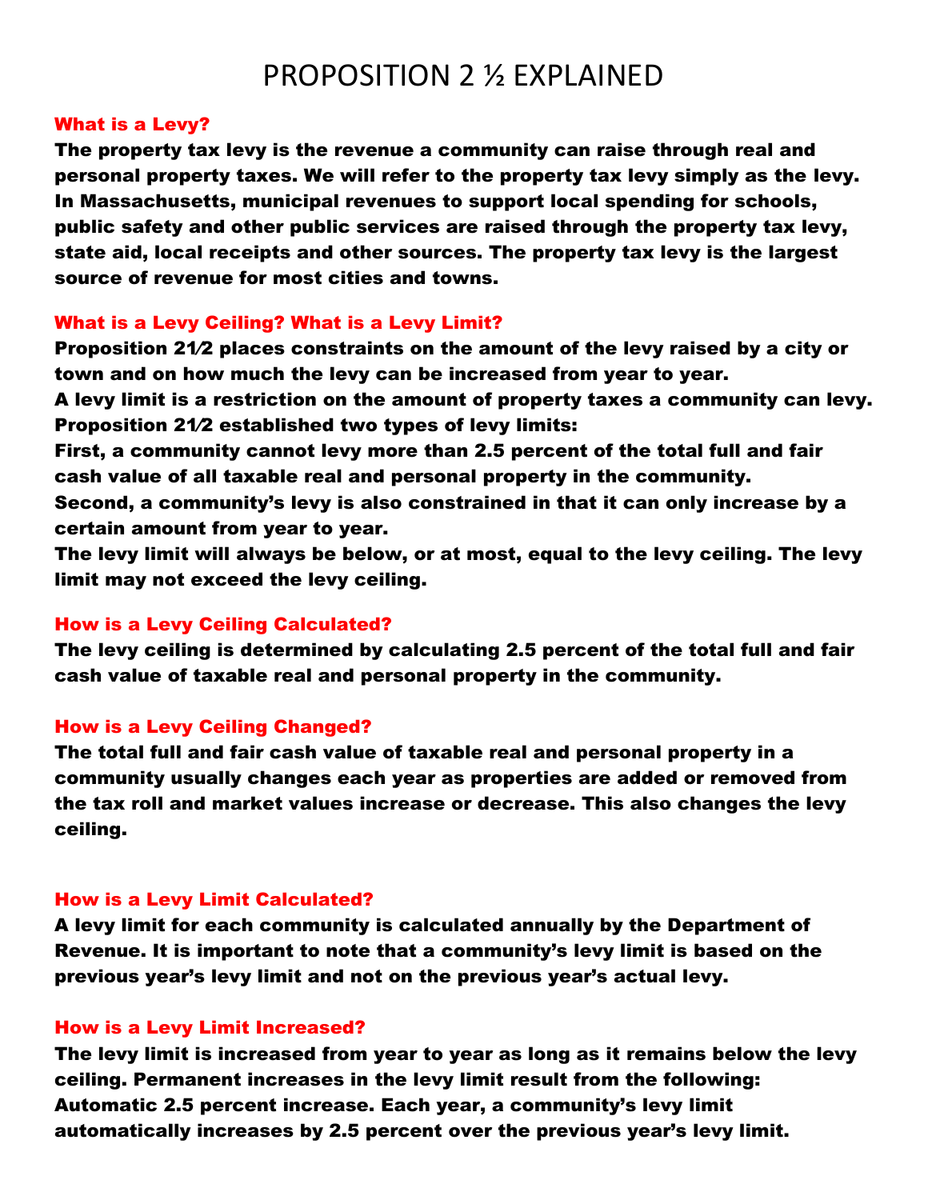# PROPOSITION 2 ½ EXPLAINED

## What is a Levy?

**The property tax levy is the revenue a community can raise through real and personal property taxes. We will refer to the property tax levy simply as the levy. In Massachusetts, municipal revenues to support local spending for schools, public safety and other public services are raised through the property tax levy, state aid, local receipts and other sources. The property tax levy is the largest source of revenue for most cities and towns.**

## What is a Levy Ceiling? What is a Levy Limit?

**Proposition 21⁄2 places constraints on the amount of the levy raised by a city or town and on how much the levy can be increased from year to year.**

**A levy limit is a restriction on the amount of property taxes a community can levy. Proposition 21⁄2 established two types of levy limits:**

**First, a community cannot levy more than 2.5 percent of the total full and fair cash value of all taxable real and personal property in the community.**

**Second, a community's levy is also constrained in that it can only increase by a certain amount from year to year.**

**The levy limit will always be below, or at most, equal to the levy ceiling. The levy limit may not exceed the levy ceiling.**

## How is a Levy Ceiling Calculated?

**The levy ceiling is determined by calculating 2.5 percent of the total full and fair cash value of taxable real and personal property in the community.**

## How is a Levy Ceiling Changed?

**The total full and fair cash value of taxable real and personal property in a community usually changes each year as properties are added or removed from the tax roll and market values increase or decrease. This also changes the levy ceiling.**

## How is a Levy Limit Calculated?

**A levy limit for each community is calculated annually by the Department of Revenue. It is important to note that a community's levy limit is based on the previous year's levy limit and not on the previous year's actual levy.**

## How is a Levy Limit Increased?

**The levy limit is increased from year to year as long as it remains below the levy ceiling. Permanent increases in the levy limit result from the following:**

**Automatic 2.5 percent increase. Each year, a community's levy limit automatically increases by 2.5 percent over the previous year's levy limit.**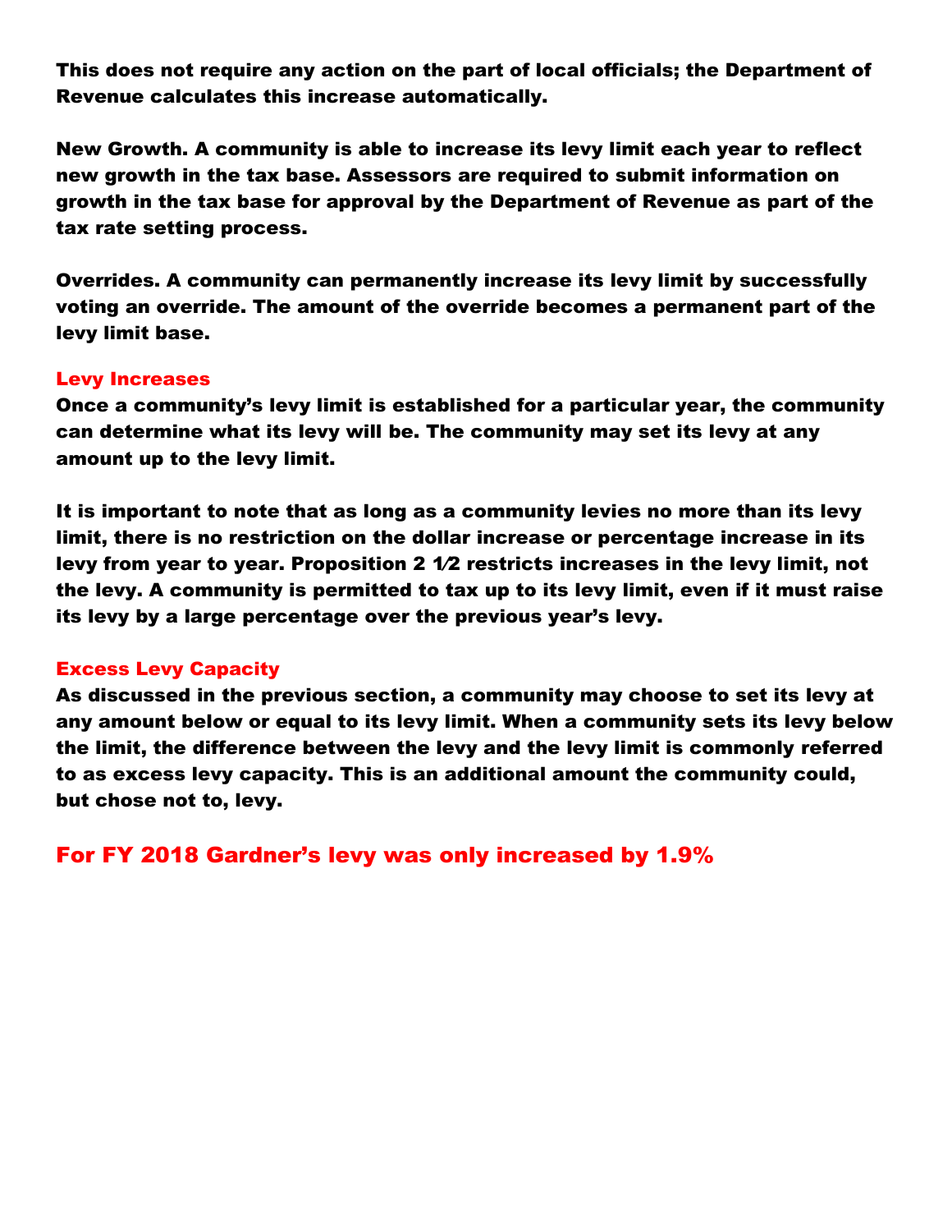**This does not require any action on the part of local officials; the Department of Revenue calculates this increase automatically.**

**New Growth. A community is able to increase its levy limit each year to reflect new growth in the tax base. Assessors are required to submit information on growth in the tax base for approval by the Department of Revenue as part of the tax rate setting process.**

**Overrides. A community can permanently increase its levy limit by successfully voting an override. The amount of the override becomes a permanent part of the levy limit base.**

### Levy Increases

**Once a community's levy limit is established for a particular year, the community can determine what its levy will be. The community may set its levy at any amount up to the levy limit.**

**It is important to note that as long as a community levies no more than its levy limit, there is no restriction on the dollar increase or percentage increase in its levy from year to year. Proposition 2 1⁄2 restricts increases in the levy limit, not the levy. A community is permitted to tax up to its levy limit, even if it must raise its levy by a large percentage over the previous year's levy.**

### Excess Levy Capacity

**As discussed in the previous section, a community may choose to set its levy at any amount below or equal to its levy limit. When a community sets its levy below the limit, the difference between the levy and the levy limit is commonly referred to as excess levy capacity. This is an additional amount the community could, but chose not to, levy.**

## For FY 2018 Gardner's levy was only increased by 1.9%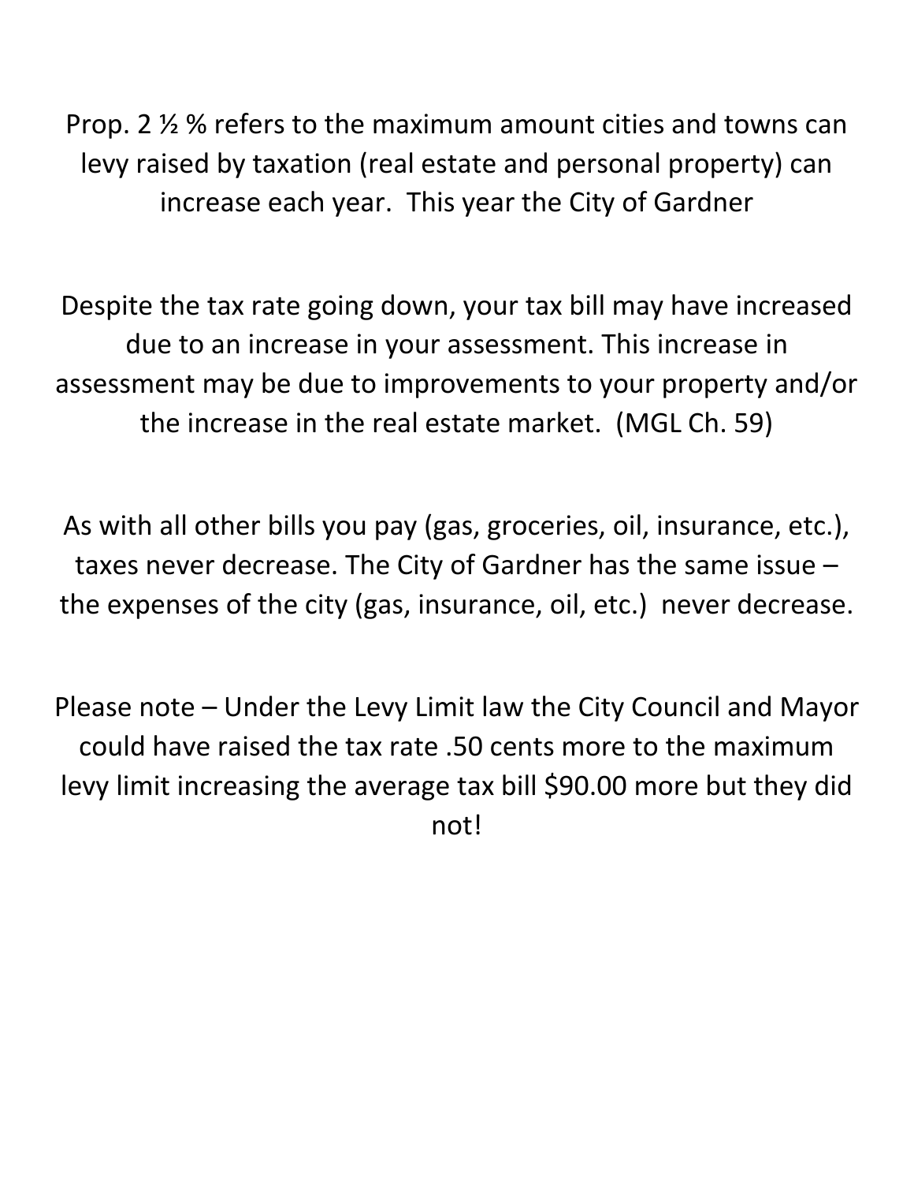Prop. 2 ½ % refers to the maximum amount cities and towns can levy raised by taxation (real estate and personal property) can increase each year. This year the City of Gardner

Despite the tax rate going down, your tax bill may have increased due to an increase in your assessment. This increase in assessment may be due to improvements to your property and/or the increase in the real estate market. (MGL Ch. 59)

As with all other bills you pay (gas, groceries, oil, insurance, etc.), taxes never decrease. The City of Gardner has the same issue – the expenses of the city (gas, insurance, oil, etc.) never decrease.

Please note – Under the Levy Limit law the City Council and Mayor could have raised the tax rate .50 cents more to the maximum levy limit increasing the average tax bill $90.00 more but they did not!